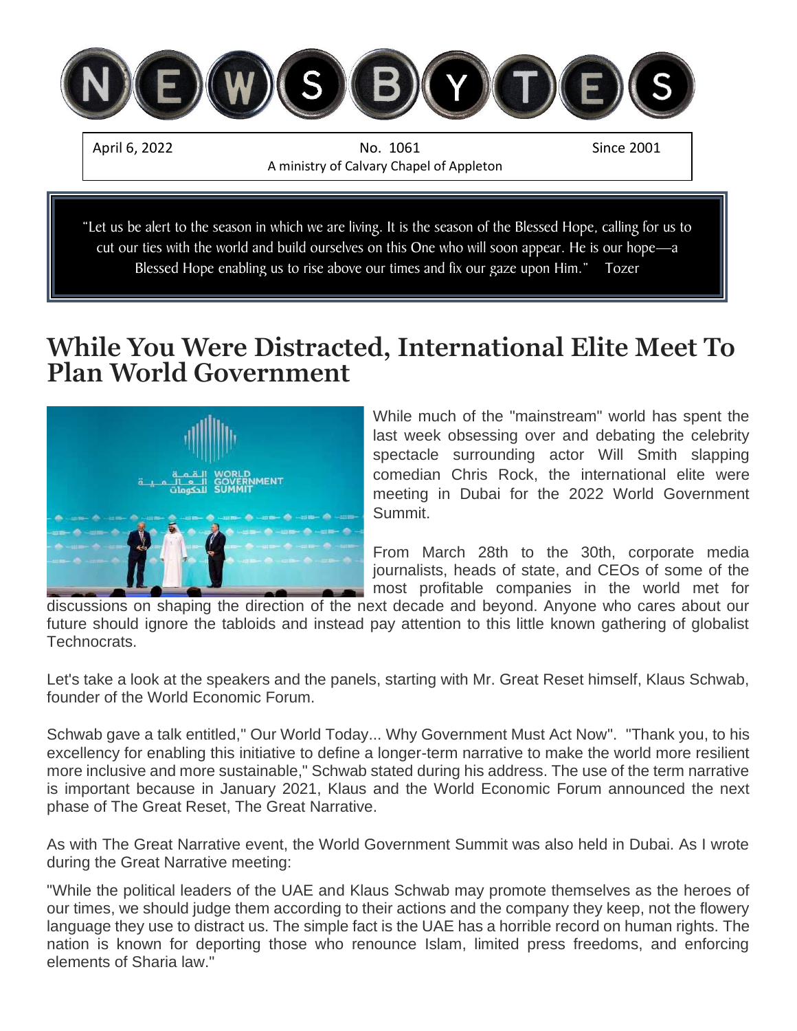# NEWSBYTES

April 6, 2022 | No. 1061 | Since 2001

A ministry of Calvary Chapel of Appleton

> "Let us be alert to the season in which we are living. It is the season of the Blessed Hope, calling for us to cut our ties with the world and build ourselves on this One who will soon appear. He is our hope—a Blessed Hope enabling us to rise above our times and fix our gaze upon Him." Tozer

## While You Were Distracted, International Elite Meet To Plan World Government

While much of the "mainstream" world has spent the last week obsessing over and debating the celebrity spectacle surrounding actor Will Smith slapping comedian Chris Rock, the international elite were meeting in Dubai for the 2022 World Government Summit.

From March 28th to the 30th, corporate media journalists, heads of state, and CEOs of some of the most profitable companies in the world met for discussions on shaping the direction of the next decade and beyond. Anyone who cares about our future should ignore the tabloids and instead pay attention to this little known gathering of globalist Technocrats.

Let's take a look at the speakers and the panels, starting with Mr. Great Reset himself, Klaus Schwab, founder of the World Economic Forum.

Schwab gave a talk entitled," Our World Today... Why Government Must Act Now". "Thank you, to his excellency for enabling this initiative to define a longer-term narrative to make the world more resilient more inclusive and more sustainable," Schwab stated during his address. The use of the term narrative is important because in January 2021, Klaus and the World Economic Forum announced the next phase of The Great Reset, The Great Narrative.

As with The Great Narrative event, the World Government Summit was also held in Dubai. As I wrote during the Great Narrative meeting:

"While the political leaders of the UAE and Klaus Schwab may promote themselves as the heroes of our times, we should judge them according to their actions and the company they keep, not the flowery language they use to distract us. The simple fact is the UAE has a horrible record on human rights. The nation is known for deporting those who renounce Islam, limited press freedoms, and enforcing elements of Sharia law."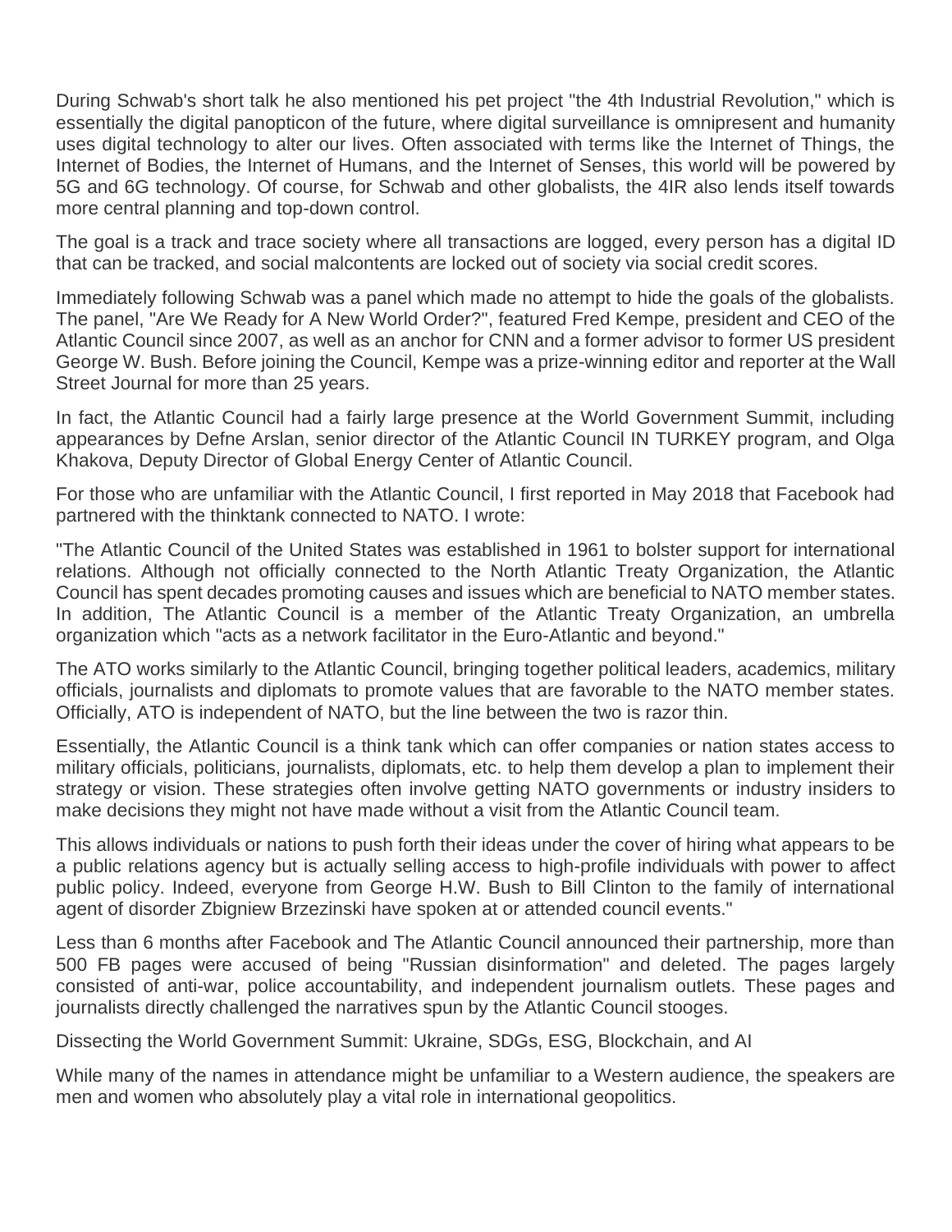During Schwab's short talk he also mentioned his pet project "the 4th Industrial Revolution," which is essentially the digital panopticon of the future, where digital surveillance is omnipresent and humanity uses digital technology to alter our lives. Often associated with terms like the Internet of Things, the Internet of Bodies, the Internet of Humans, and the Internet of Senses, this world will be powered by 5G and 6G technology. Of course, for Schwab and other globalists, the 4IR also lends itself towards more central planning and top-down control.

The goal is a track and trace society where all transactions are logged, every person has a digital ID that can be tracked, and social malcontents are locked out of society via social credit scores.

Immediately following Schwab was a panel which made no attempt to hide the goals of the globalists. The panel, "Are We Ready for A New World Order?", featured Fred Kempe, president and CEO of the Atlantic Council since 2007, as well as an anchor for CNN and a former advisor to former US president George W. Bush. Before joining the Council, Kempe was a prize-winning editor and reporter at the Wall Street Journal for more than 25 years.

In fact, the Atlantic Council had a fairly large presence at the World Government Summit, including appearances by Defne Arslan, senior director of the Atlantic Council IN TURKEY program, and Olga Khakova, Deputy Director of Global Energy Center of Atlantic Council.

For those who are unfamiliar with the Atlantic Council, I first reported in May 2018 that Facebook had partnered with the thinktank connected to NATO. I wrote:

"The Atlantic Council of the United States was established in 1961 to bolster support for international relations. Although not officially connected to the North Atlantic Treaty Organization, the Atlantic Council has spent decades promoting causes and issues which are beneficial to NATO member states. In addition, The Atlantic Council is a member of the Atlantic Treaty Organization, an umbrella organization which "acts as a network facilitator in the Euro-Atlantic and beyond."

The ATO works similarly to the Atlantic Council, bringing together political leaders, academics, military officials, journalists and diplomats to promote values that are favorable to the NATO member states. Officially, ATO is independent of NATO, but the line between the two is razor thin.

Essentially, the Atlantic Council is a think tank which can offer companies or nation states access to military officials, politicians, journalists, diplomats, etc. to help them develop a plan to implement their strategy or vision. These strategies often involve getting NATO governments or industry insiders to make decisions they might not have made without a visit from the Atlantic Council team.

This allows individuals or nations to push forth their ideas under the cover of hiring what appears to be a public relations agency but is actually selling access to high-profile individuals with power to affect public policy. Indeed, everyone from George H.W. Bush to Bill Clinton to the family of international agent of disorder Zbigniew Brzezinski have spoken at or attended council events."

Less than 6 months after Facebook and The Atlantic Council announced their partnership, more than 500 FB pages were accused of being "Russian disinformation" and deleted. The pages largely consisted of anti-war, police accountability, and independent journalism outlets. These pages and journalists directly challenged the narratives spun by the Atlantic Council stooges.

Dissecting the World Government Summit: Ukraine, SDGs, ESG, Blockchain, and AI

While many of the names in attendance might be unfamiliar to a Western audience, the speakers are men and women who absolutely play a vital role in international geopolitics.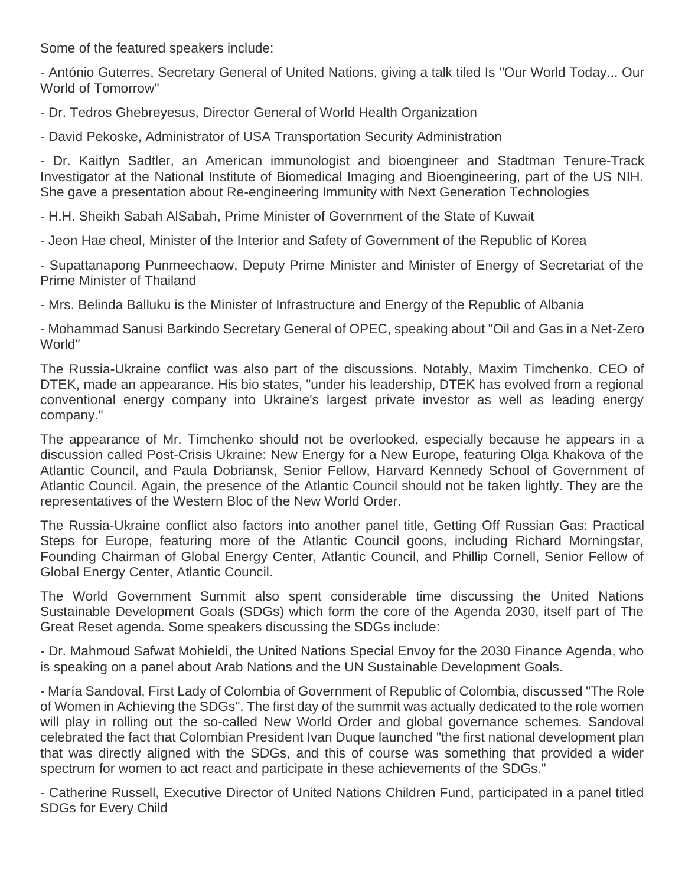Some of the featured speakers include:

- António Guterres, Secretary General of United Nations, giving a talk tiled Is "Our World Today... Our World of Tomorrow"

- Dr. Tedros Ghebreyesus, Director General of World Health Organization

- David Pekoske, Administrator of USA Transportation Security Administration

- Dr. Kaitlyn Sadtler, an American immunologist and bioengineer and Stadtman Tenure-Track Investigator at the National Institute of Biomedical Imaging and Bioengineering, part of the US NIH. She gave a presentation about Re-engineering Immunity with Next Generation Technologies

- H.H. Sheikh Sabah AlSabah, Prime Minister of Government of the State of Kuwait

- Jeon Hae cheol, Minister of the Interior and Safety of Government of the Republic of Korea

- Supattanapong Punmeechaow, Deputy Prime Minister and Minister of Energy of Secretariat of the Prime Minister of Thailand

- Mrs. Belinda Balluku is the Minister of Infrastructure and Energy of the Republic of Albania

- Mohammad Sanusi Barkindo Secretary General of OPEC, speaking about "Oil and Gas in a Net-Zero World"

The Russia-Ukraine conflict was also part of the discussions. Notably, Maxim Timchenko, CEO of DTEK, made an appearance. His bio states, "under his leadership, DTEK has evolved from a regional conventional energy company into Ukraine's largest private investor as well as leading energy company."

The appearance of Mr. Timchenko should not be overlooked, especially because he appears in a discussion called Post-Crisis Ukraine: New Energy for a New Europe, featuring Olga Khakova of the Atlantic Council, and Paula Dobriansk, Senior Fellow, Harvard Kennedy School of Government of Atlantic Council. Again, the presence of the Atlantic Council should not be taken lightly. They are the representatives of the Western Bloc of the New World Order.

The Russia-Ukraine conflict also factors into another panel title, Getting Off Russian Gas: Practical Steps for Europe, featuring more of the Atlantic Council goons, including Richard Morningstar, Founding Chairman of Global Energy Center, Atlantic Council, and Phillip Cornell, Senior Fellow of Global Energy Center, Atlantic Council.

The World Government Summit also spent considerable time discussing the United Nations Sustainable Development Goals (SDGs) which form the core of the Agenda 2030, itself part of The Great Reset agenda. Some speakers discussing the SDGs include:

- Dr. Mahmoud Safwat Mohieldi, the United Nations Special Envoy for the 2030 Finance Agenda, who is speaking on a panel about Arab Nations and the UN Sustainable Development Goals.

- María Sandoval, First Lady of Colombia of Government of Republic of Colombia, discussed "The Role of Women in Achieving the SDGs". The first day of the summit was actually dedicated to the role women will play in rolling out the so-called New World Order and global governance schemes. Sandoval celebrated the fact that Colombian President Ivan Duque launched "the first national development plan that was directly aligned with the SDGs, and this of course was something that provided a wider spectrum for women to act react and participate in these achievements of the SDGs."

- Catherine Russell, Executive Director of United Nations Children Fund, participated in a panel titled SDGs for Every Child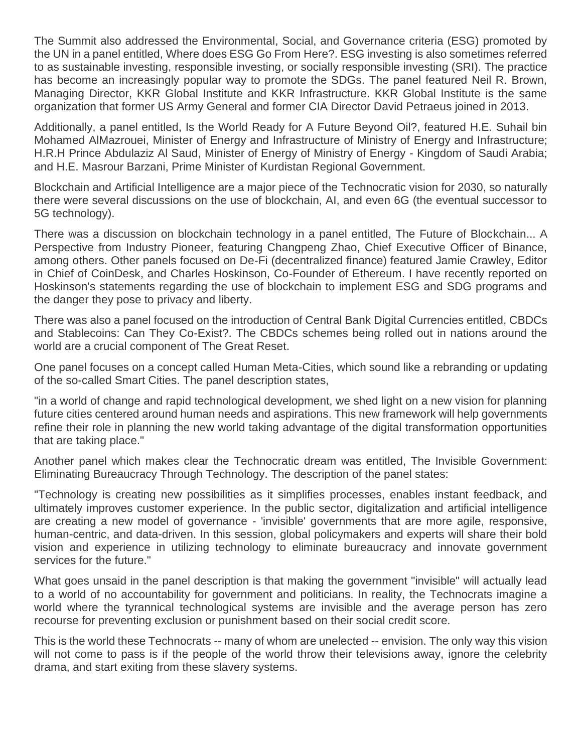The Summit also addressed the Environmental, Social, and Governance criteria (ESG) promoted by the UN in a panel entitled, Where does ESG Go From Here?. ESG investing is also sometimes referred to as sustainable investing, responsible investing, or socially responsible investing (SRI). The practice has become an increasingly popular way to promote the SDGs. The panel featured Neil R. Brown, Managing Director, KKR Global Institute and KKR Infrastructure. KKR Global Institute is the same organization that former US Army General and former CIA Director David Petraeus joined in 2013.

Additionally, a panel entitled, Is the World Ready for A Future Beyond Oil?, featured H.E. Suhail bin Mohamed AlMazrouei, Minister of Energy and Infrastructure of Ministry of Energy and Infrastructure; H.R.H Prince Abdulaziz Al Saud, Minister of Energy of Ministry of Energy - Kingdom of Saudi Arabia; and H.E. Masrour Barzani, Prime Minister of Kurdistan Regional Government.

Blockchain and Artificial Intelligence are a major piece of the Technocratic vision for 2030, so naturally there were several discussions on the use of blockchain, AI, and even 6G (the eventual successor to 5G technology).

There was a discussion on blockchain technology in a panel entitled, The Future of Blockchain... A Perspective from Industry Pioneer, featuring Changpeng Zhao, Chief Executive Officer of Binance, among others. Other panels focused on De-Fi (decentralized finance) featured Jamie Crawley, Editor in Chief of CoinDesk, and Charles Hoskinson, Co-Founder of Ethereum. I have recently reported on Hoskinson's statements regarding the use of blockchain to implement ESG and SDG programs and the danger they pose to privacy and liberty.

There was also a panel focused on the introduction of Central Bank Digital Currencies entitled, CBDCs and Stablecoins: Can They Co-Exist?. The CBDCs schemes being rolled out in nations around the world are a crucial component of The Great Reset.

One panel focuses on a concept called Human Meta-Cities, which sound like a rebranding or updating of the so-called Smart Cities. The panel description states,

"in a world of change and rapid technological development, we shed light on a new vision for planning future cities centered around human needs and aspirations. This new framework will help governments refine their role in planning the new world taking advantage of the digital transformation opportunities that are taking place."

Another panel which makes clear the Technocratic dream was entitled, The Invisible Government: Eliminating Bureaucracy Through Technology. The description of the panel states:

"Technology is creating new possibilities as it simplifies processes, enables instant feedback, and ultimately improves customer experience. In the public sector, digitalization and artificial intelligence are creating a new model of governance - 'invisible' governments that are more agile, responsive, human-centric, and data-driven. In this session, global policymakers and experts will share their bold vision and experience in utilizing technology to eliminate bureaucracy and innovate government services for the future."

What goes unsaid in the panel description is that making the government "invisible" will actually lead to a world of no accountability for government and politicians. In reality, the Technocrats imagine a world where the tyrannical technological systems are invisible and the average person has zero recourse for preventing exclusion or punishment based on their social credit score.

This is the world these Technocrats -- many of whom are unelected -- envision. The only way this vision will not come to pass is if the people of the world throw their televisions away, ignore the celebrity drama, and start exiting from these slavery systems.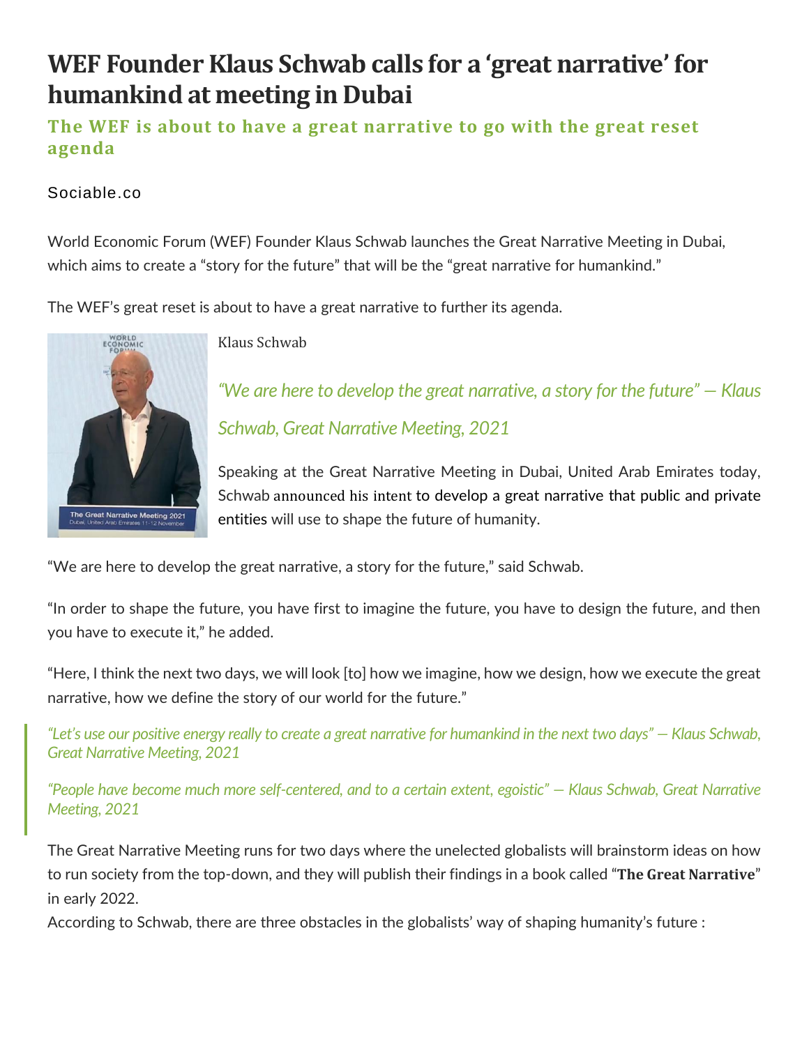# WEF Founder Klaus Schwab calls for a 'great narrative' for humankind at meeting in Dubai

### The WEF is about to have a great narrative to go with the great reset agenda

Sociable.co

World Economic Forum (WEF) Founder Klaus Schwab launches the Great Narrative Meeting in Dubai, which aims to create a "story for the future" that will be the "great narrative for humankind."

The WEF's great reset is about to have a great narrative to further its agenda.

Klaus Schwab

*"We are here to develop the great narrative, a story for the future" — Klaus Schwab, Great Narrative Meeting, 2021*

Speaking at the Great Narrative Meeting in Dubai, United Arab Emirates today, Schwab announced his intent to develop a great narrative that public and private entities will use to shape the future of humanity.

"We are here to develop the great narrative, a story for the future," said Schwab.

"In order to shape the future, you have first to imagine the future, you have to design the future, and then you have to execute it," he added.

"Here, I think the next two days, we will look [to] how we imagine, how we design, how we execute the great narrative, how we define the story of our world for the future."

> *"Let's use our positive energy really to create a great narrative for humankind in the next two days" — Klaus Schwab, Great Narrative Meeting, 2021*
>
> *"People have become much more self-centered, and to a certain extent, egoistic" — Klaus Schwab, Great Narrative Meeting, 2021*

The Great Narrative Meeting runs for two days where the unelected globalists will brainstorm ideas on how to run society from the top-down, and they will publish their findings in a book called "**The Great Narrative**" in early 2022.

According to Schwab, there are three obstacles in the globalists' way of shaping humanity's future :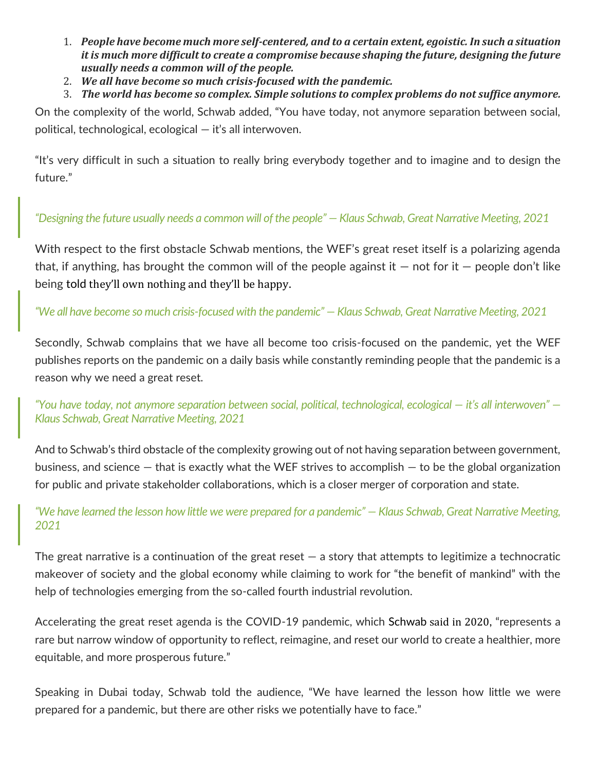1. ***People have become much more self-centered, and to a certain extent, egoistic. In such a situation it is much more difficult to create a compromise because shaping the future, designing the future usually needs a common will of the people.***
2. ***We all have become so much crisis-focused with the pandemic.***
3. ***The world has become so complex. Simple solutions to complex problems do not suffice anymore.***

On the complexity of the world, Schwab added, "You have today, not anymore separation between social, political, technological, ecological — it's all interwoven.

"It's very difficult in such a situation to really bring everybody together and to imagine and to design the future."

> *"Designing the future usually needs a common will of the people" — Klaus Schwab, Great Narrative Meeting, 2021*

With respect to the first obstacle Schwab mentions, the WEF's great reset itself is a polarizing agenda that, if anything, has brought the common will of the people against it — not for it — people don't like being told they'll own nothing and they'll be happy.

> *"We all have become so much crisis-focused with the pandemic" — Klaus Schwab, Great Narrative Meeting, 2021*

Secondly, Schwab complains that we have all become too crisis-focused on the pandemic, yet the WEF publishes reports on the pandemic on a daily basis while constantly reminding people that the pandemic is a reason why we need a great reset.

> *"You have today, not anymore separation between social, political, technological, ecological — it's all interwoven" — Klaus Schwab, Great Narrative Meeting, 2021*

And to Schwab's third obstacle of the complexity growing out of not having separation between government, business, and science — that is exactly what the WEF strives to accomplish — to be the global organization for public and private stakeholder collaborations, which is a closer merger of corporation and state.

> *"We have learned the lesson how little we were prepared for a pandemic" — Klaus Schwab, Great Narrative Meeting, 2021*

The great narrative is a continuation of the great reset — a story that attempts to legitimize a technocratic makeover of society and the global economy while claiming to work for "the benefit of mankind" with the help of technologies emerging from the so-called fourth industrial revolution.

Accelerating the great reset agenda is the COVID-19 pandemic, which Schwab said in 2020, "represents a rare but narrow window of opportunity to reflect, reimagine, and reset our world to create a healthier, more equitable, and more prosperous future."

Speaking in Dubai today, Schwab told the audience, "We have learned the lesson how little we were prepared for a pandemic, but there are other risks we potentially have to face."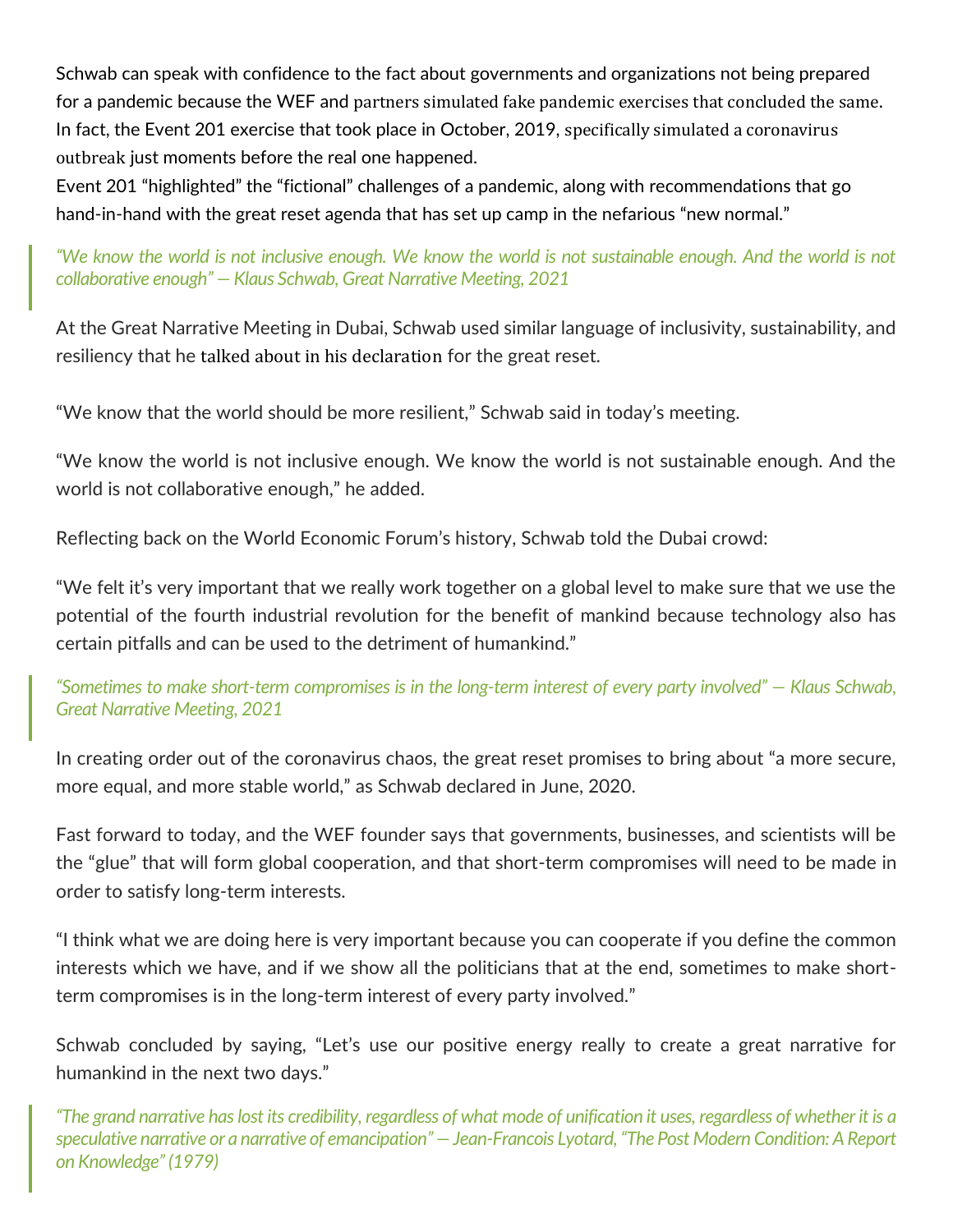Schwab can speak with confidence to the fact about governments and organizations not being prepared for a pandemic because the WEF and partners simulated fake pandemic exercises that concluded the same. In fact, the Event 201 exercise that took place in October, 2019, specifically simulated a coronavirus outbreak just moments before the real one happened.
Event 201 "highlighted" the "fictional" challenges of a pandemic, along with recommendations that go hand-in-hand with the great reset agenda that has set up camp in the nefarious "new normal."

> *"We know the world is not inclusive enough. We know the world is not sustainable enough. And the world is not collaborative enough" — Klaus Schwab, Great Narrative Meeting, 2021*

At the Great Narrative Meeting in Dubai, Schwab used similar language of inclusivity, sustainability, and resiliency that he talked about in his declaration for the great reset.

"We know that the world should be more resilient," Schwab said in today's meeting.

"We know the world is not inclusive enough. We know the world is not sustainable enough. And the world is not collaborative enough," he added.

Reflecting back on the World Economic Forum's history, Schwab told the Dubai crowd:

"We felt it's very important that we really work together on a global level to make sure that we use the potential of the fourth industrial revolution for the benefit of mankind because technology also has certain pitfalls and can be used to the detriment of humankind."

> *"Sometimes to make short-term compromises is in the long-term interest of every party involved" — Klaus Schwab, Great Narrative Meeting, 2021*

In creating order out of the coronavirus chaos, the great reset promises to bring about "a more secure, more equal, and more stable world," as Schwab declared in June, 2020.

Fast forward to today, and the WEF founder says that governments, businesses, and scientists will be the "glue" that will form global cooperation, and that short-term compromises will need to be made in order to satisfy long-term interests.

"I think what we are doing here is very important because you can cooperate if you define the common interests which we have, and if we show all the politicians that at the end, sometimes to make short-term compromises is in the long-term interest of every party involved."

Schwab concluded by saying, "Let's use our positive energy really to create a great narrative for humankind in the next two days."

> *"The grand narrative has lost its credibility, regardless of what mode of unification it uses, regardless of whether it is a speculative narrative or a narrative of emancipation" — Jean-Francois Lyotard, "The Post Modern Condition: A Report on Knowledge" (1979)*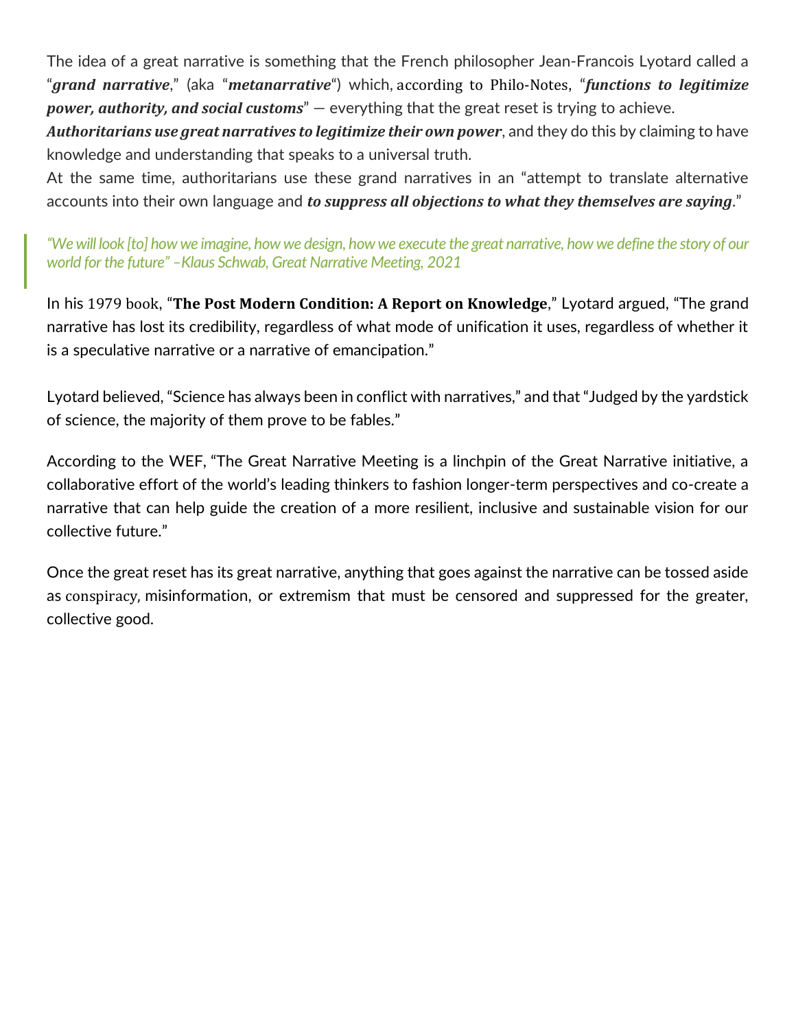The idea of a great narrative is something that the French philosopher Jean-Francois Lyotard called a "***grand narrative***," (aka "***metanarrative***") which, according to Philo-Notes, "***functions to legitimize power, authority, and social customs***" — everything that the great reset is trying to achieve.

***Authoritarians use great narratives to legitimize their own power***, and they do this by claiming to have knowledge and understanding that speaks to a universal truth.

At the same time, authoritarians use these grand narratives in an "attempt to translate alternative accounts into their own language and ***to suppress all objections to what they themselves are saying***."

> *"We will look [to] how we imagine, how we design, how we execute the great narrative, how we define the story of our world for the future" –Klaus Schwab, Great Narrative Meeting, 2021*

In his 1979 book, "**The Post Modern Condition: A Report on Knowledge**," Lyotard argued, "The grand narrative has lost its credibility, regardless of what mode of unification it uses, regardless of whether it is a speculative narrative or a narrative of emancipation."

Lyotard believed, "Science has always been in conflict with narratives," and that "Judged by the yardstick of science, the majority of them prove to be fables."

According to the WEF, "The Great Narrative Meeting is a linchpin of the Great Narrative initiative, a collaborative effort of the world's leading thinkers to fashion longer-term perspectives and co-create a narrative that can help guide the creation of a more resilient, inclusive and sustainable vision for our collective future."

Once the great reset has its great narrative, anything that goes against the narrative can be tossed aside as conspiracy, misinformation, or extremism that must be censored and suppressed for the greater, collective good.